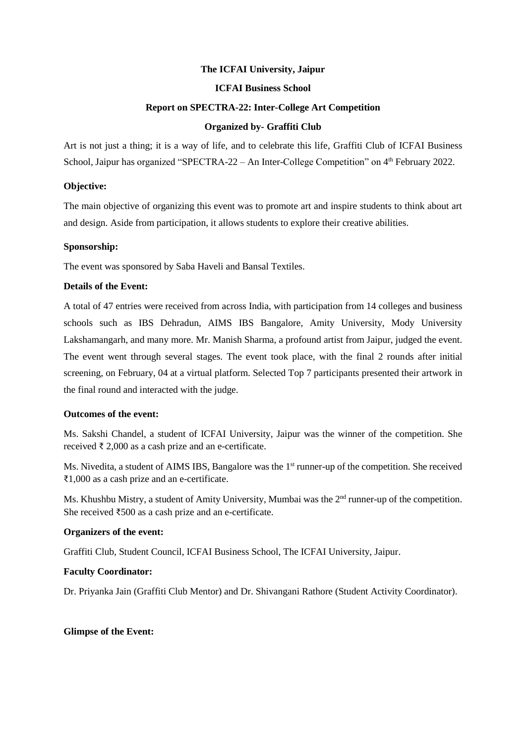**The ICFAI University, Jaipur**

**ICFAI Business School**

**Report on SPECTRA-22: Inter-College Art Competition**

**Organized by- Graffiti Club**

Art is not just a thing; it is a way of life, and to celebrate this life, Graffiti Club of ICFAI Business School, Jaipur has organized "SPECTRA-22 – An Inter-College Competition" on 4th February 2022.

**Objective:**

The main objective of organizing this event was to promote art and inspire students to think about art and design. Aside from participation, it allows students to explore their creative abilities.

**Sponsorship:**

The event was sponsored by Saba Haveli and Bansal Textiles.

**Details of the Event:**

A total of 47 entries were received from across India, with participation from 14 colleges and business schools such as IBS Dehradun, AIMS IBS Bangalore, Amity University, Mody University Lakshamangarh, and many more. Mr. Manish Sharma, a profound artist from Jaipur, judged the event. The event went through several stages. The event took place, with the final 2 rounds after initial screening, on February, 04 at a virtual platform. Selected Top 7 participants presented their artwork in the final round and interacted with the judge.

**Outcomes of the event:**

Ms. Sakshi Chandel, a student of ICFAI University, Jaipur was the winner of the competition. She received ₹ 2,000 as a cash prize and an e-certificate.

Ms. Nivedita, a student of AIMS IBS, Bangalore was the 1st runner-up of the competition. She received ₹1,000 as a cash prize and an e-certificate.

Ms. Khushbu Mistry, a student of Amity University, Mumbai was the 2nd runner-up of the competition. She received ₹500 as a cash prize and an e-certificate.

**Organizers of the event:**

Graffiti Club, Student Council, ICFAI Business School, The ICFAI University, Jaipur.

**Faculty Coordinator:**

Dr. Priyanka Jain (Graffiti Club Mentor) and Dr. Shivangani Rathore (Student Activity Coordinator).

**Glimpse of the Event:**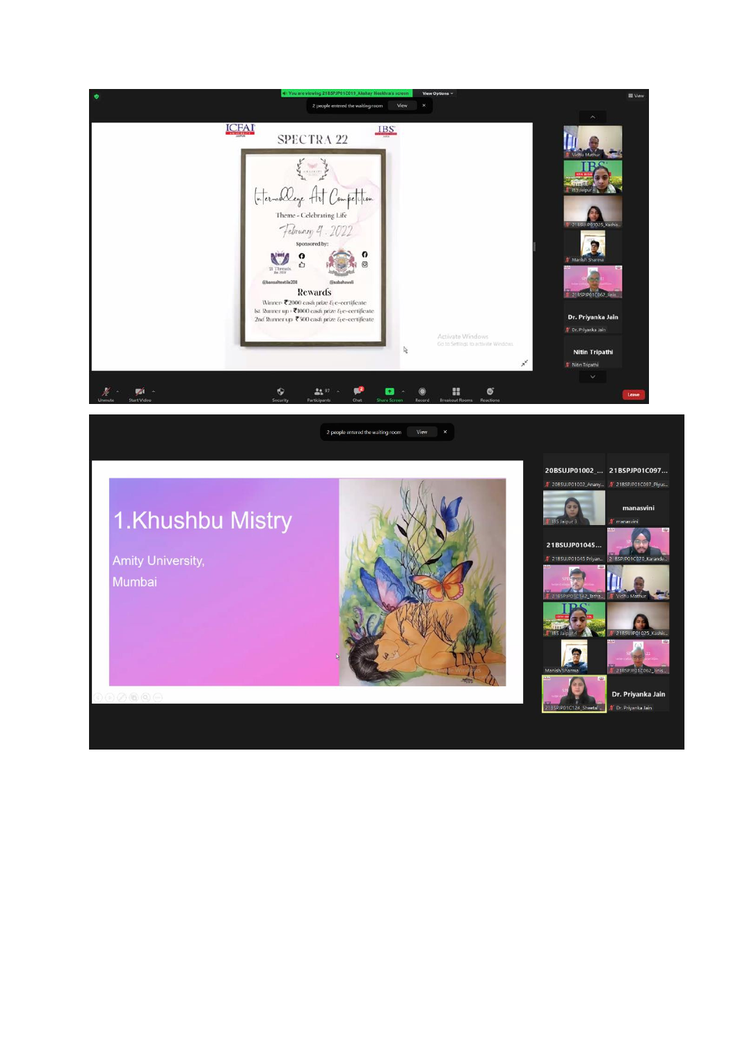SPECTRA 22

Inter-College Art Competition

Theme - Celebrating Life

February 4 - 2022

Sponsored by:

Rewards

Winner- ₹2000 cash prize & e-certificate

1st Runner up - ₹1000 cash prize & e-certificate

2nd Runner up - ₹500 cash prize & e-certificate

1.Khushbu Mistry

Amity University,

Mumbai